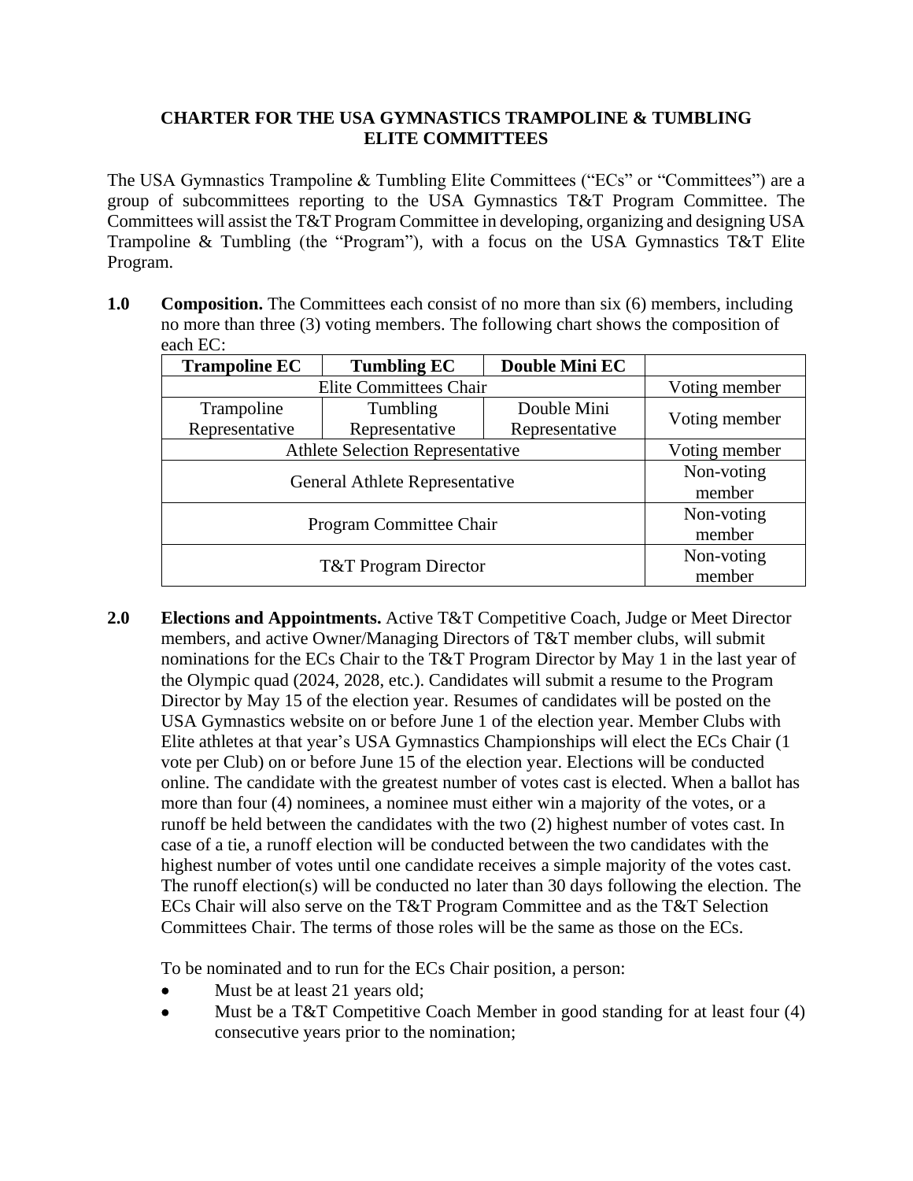# CHARTER FOR THE USA GYMNASTICS TRAMPOLINE & TUMBLING ELITE COMMITTEES

The USA Gymnastics Trampoline & Tumbling Elite Committees ("ECs" or "Committees") are a group of subcommittees reporting to the USA Gymnastics T&T Program Committee. The Committees will assist the T&T Program Committee in developing, organizing and designing USA Trampoline & Tumbling (the "Program"), with a focus on the USA Gymnastics T&T Elite Program.

**1.0 Composition.** The Committees each consist of no more than six (6) members, including no more than three (3) voting members. The following chart shows the composition of each EC:

| Trampoline EC | Tumbling EC | Double Mini EC | |
|---|---|---|---|
| Elite Committees Chair | | | Voting member |
| Trampoline Representative | Tumbling Representative | Double Mini Representative | Voting member |
| Athlete Selection Representative | | | Voting member |
| General Athlete Representative | | | Non-voting member |
| Program Committee Chair | | | Non-voting member |
| T&T Program Director | | | Non-voting member |

**2.0 Elections and Appointments.** Active T&T Competitive Coach, Judge or Meet Director members, and active Owner/Managing Directors of T&T member clubs, will submit nominations for the ECs Chair to the T&T Program Director by May 1 in the last year of the Olympic quad (2024, 2028, etc.). Candidates will submit a resume to the Program Director by May 15 of the election year. Resumes of candidates will be posted on the USA Gymnastics website on or before June 1 of the election year. Member Clubs with Elite athletes at that year's USA Gymnastics Championships will elect the ECs Chair (1 vote per Club) on or before June 15 of the election year. Elections will be conducted online. The candidate with the greatest number of votes cast is elected. When a ballot has more than four (4) nominees, a nominee must either win a majority of the votes, or a runoff be held between the candidates with the two (2) highest number of votes cast. In case of a tie, a runoff election will be conducted between the two candidates with the highest number of votes until one candidate receives a simple majority of the votes cast. The runoff election(s) will be conducted no later than 30 days following the election. The ECs Chair will also serve on the T&T Program Committee and as the T&T Selection Committees Chair. The terms of those roles will be the same as those on the ECs.

To be nominated and to run for the ECs Chair position, a person:

- Must be at least 21 years old;
- Must be a T&T Competitive Coach Member in good standing for at least four (4) consecutive years prior to the nomination;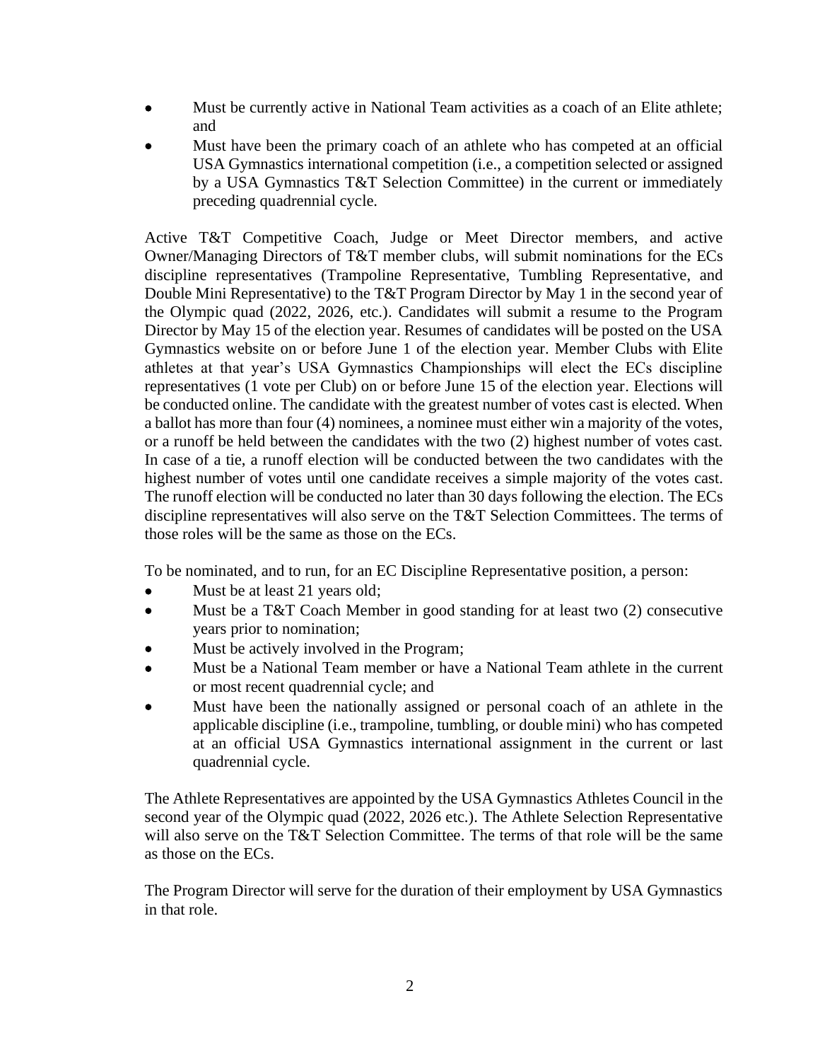- Must be currently active in National Team activities as a coach of an Elite athlete; and
- Must have been the primary coach of an athlete who has competed at an official USA Gymnastics international competition (i.e., a competition selected or assigned by a USA Gymnastics T&T Selection Committee) in the current or immediately preceding quadrennial cycle.

Active T&T Competitive Coach, Judge or Meet Director members, and active Owner/Managing Directors of T&T member clubs, will submit nominations for the ECs discipline representatives (Trampoline Representative, Tumbling Representative, and Double Mini Representative) to the T&T Program Director by May 1 in the second year of the Olympic quad (2022, 2026, etc.). Candidates will submit a resume to the Program Director by May 15 of the election year. Resumes of candidates will be posted on the USA Gymnastics website on or before June 1 of the election year. Member Clubs with Elite athletes at that year's USA Gymnastics Championships will elect the ECs discipline representatives (1 vote per Club) on or before June 15 of the election year. Elections will be conducted online. The candidate with the greatest number of votes cast is elected. When a ballot has more than four (4) nominees, a nominee must either win a majority of the votes, or a runoff be held between the candidates with the two (2) highest number of votes cast. In case of a tie, a runoff election will be conducted between the two candidates with the highest number of votes until one candidate receives a simple majority of the votes cast. The runoff election will be conducted no later than 30 days following the election. The ECs discipline representatives will also serve on the T&T Selection Committees. The terms of those roles will be the same as those on the ECs.

To be nominated, and to run, for an EC Discipline Representative position, a person:

- Must be at least 21 years old;
- Must be a T&T Coach Member in good standing for at least two (2) consecutive years prior to nomination;
- Must be actively involved in the Program;
- Must be a National Team member or have a National Team athlete in the current or most recent quadrennial cycle; and
- Must have been the nationally assigned or personal coach of an athlete in the applicable discipline (i.e., trampoline, tumbling, or double mini) who has competed at an official USA Gymnastics international assignment in the current or last quadrennial cycle.

The Athlete Representatives are appointed by the USA Gymnastics Athletes Council in the second year of the Olympic quad (2022, 2026 etc.). The Athlete Selection Representative will also serve on the T&T Selection Committee. The terms of that role will be the same as those on the ECs.

The Program Director will serve for the duration of their employment by USA Gymnastics in that role.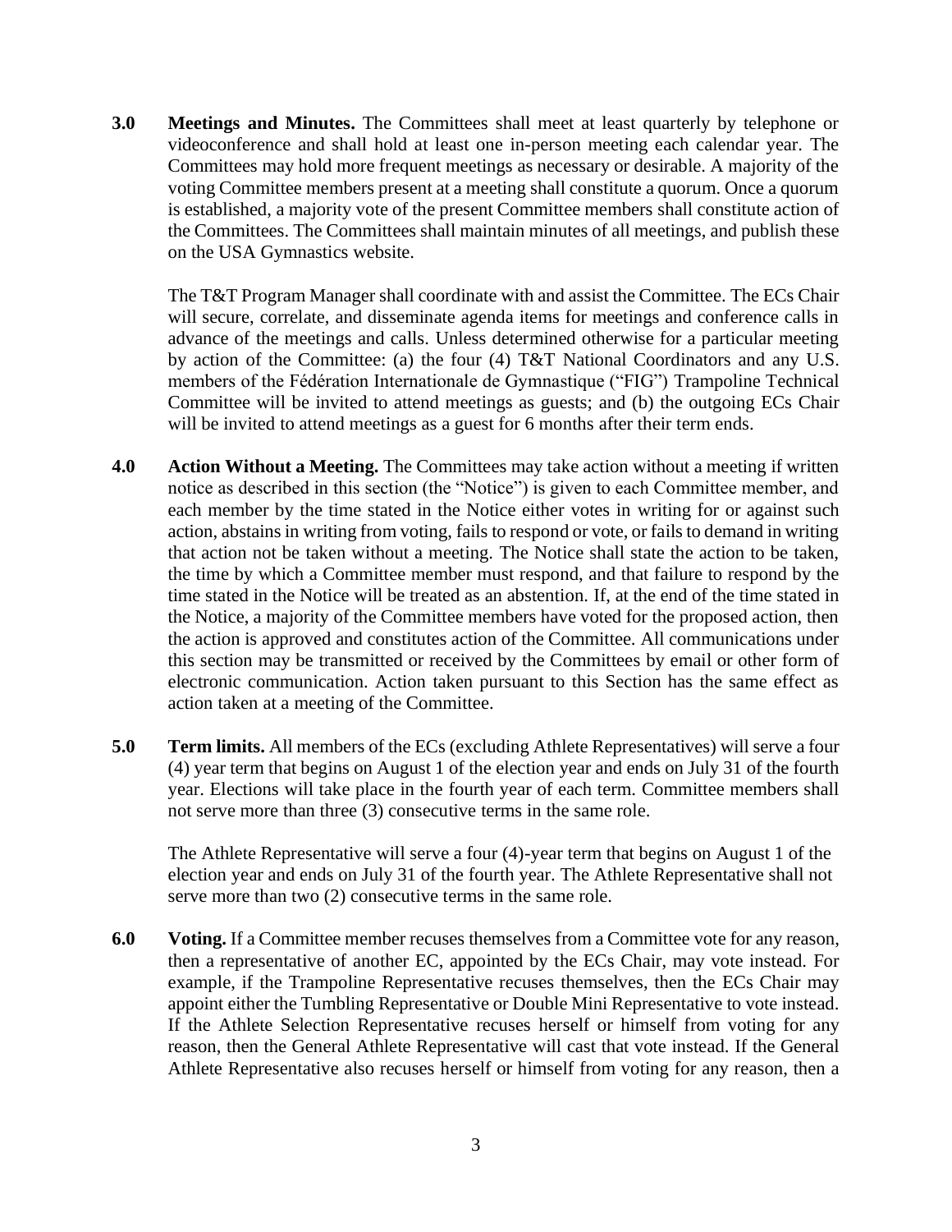**3.0 Meetings and Minutes.** The Committees shall meet at least quarterly by telephone or videoconference and shall hold at least one in-person meeting each calendar year. The Committees may hold more frequent meetings as necessary or desirable. A majority of the voting Committee members present at a meeting shall constitute a quorum. Once a quorum is established, a majority vote of the present Committee members shall constitute action of the Committees. The Committees shall maintain minutes of all meetings, and publish these on the USA Gymnastics website.

The T&T Program Manager shall coordinate with and assist the Committee. The ECs Chair will secure, correlate, and disseminate agenda items for meetings and conference calls in advance of the meetings and calls. Unless determined otherwise for a particular meeting by action of the Committee: (a) the four (4) T&T National Coordinators and any U.S. members of the Fédération Internationale de Gymnastique ("FIG") Trampoline Technical Committee will be invited to attend meetings as guests; and (b) the outgoing ECs Chair will be invited to attend meetings as a guest for 6 months after their term ends.

**4.0 Action Without a Meeting.** The Committees may take action without a meeting if written notice as described in this section (the "Notice") is given to each Committee member, and each member by the time stated in the Notice either votes in writing for or against such action, abstains in writing from voting, fails to respond or vote, or fails to demand in writing that action not be taken without a meeting. The Notice shall state the action to be taken, the time by which a Committee member must respond, and that failure to respond by the time stated in the Notice will be treated as an abstention. If, at the end of the time stated in the Notice, a majority of the Committee members have voted for the proposed action, then the action is approved and constitutes action of the Committee. All communications under this section may be transmitted or received by the Committees by email or other form of electronic communication. Action taken pursuant to this Section has the same effect as action taken at a meeting of the Committee.

**5.0 Term limits.** All members of the ECs (excluding Athlete Representatives) will serve a four (4) year term that begins on August 1 of the election year and ends on July 31 of the fourth year. Elections will take place in the fourth year of each term. Committee members shall not serve more than three (3) consecutive terms in the same role.

The Athlete Representative will serve a four (4)-year term that begins on August 1 of the election year and ends on July 31 of the fourth year. The Athlete Representative shall not serve more than two (2) consecutive terms in the same role.

**6.0 Voting.** If a Committee member recuses themselves from a Committee vote for any reason, then a representative of another EC, appointed by the ECs Chair, may vote instead. For example, if the Trampoline Representative recuses themselves, then the ECs Chair may appoint either the Tumbling Representative or Double Mini Representative to vote instead. If the Athlete Selection Representative recuses herself or himself from voting for any reason, then the General Athlete Representative will cast that vote instead. If the General Athlete Representative also recuses herself or himself from voting for any reason, then a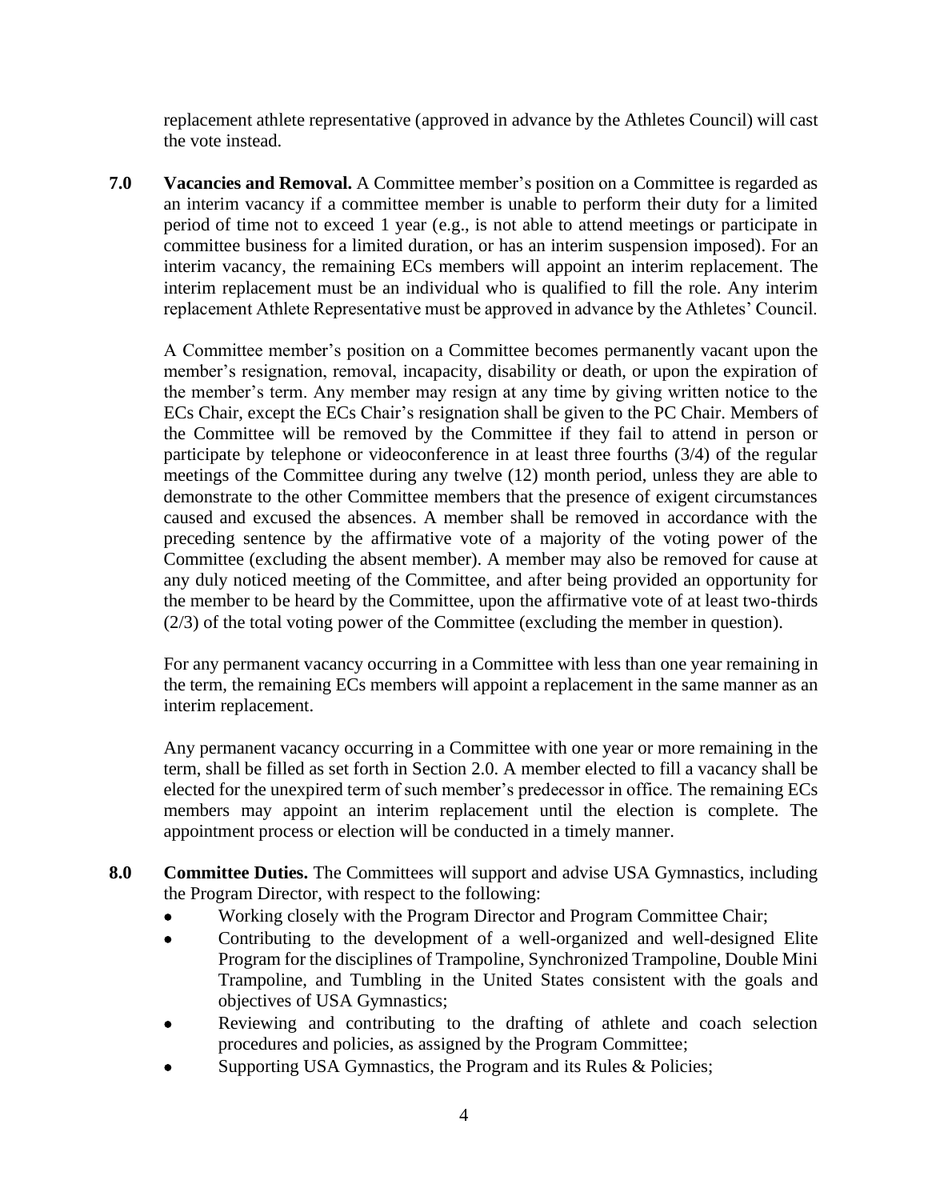replacement athlete representative (approved in advance by the Athletes Council) will cast the vote instead.

**7.0 Vacancies and Removal.** A Committee member's position on a Committee is regarded as an interim vacancy if a committee member is unable to perform their duty for a limited period of time not to exceed 1 year (e.g., is not able to attend meetings or participate in committee business for a limited duration, or has an interim suspension imposed). For an interim vacancy, the remaining ECs members will appoint an interim replacement. The interim replacement must be an individual who is qualified to fill the role. Any interim replacement Athlete Representative must be approved in advance by the Athletes' Council.

A Committee member's position on a Committee becomes permanently vacant upon the member's resignation, removal, incapacity, disability or death, or upon the expiration of the member's term. Any member may resign at any time by giving written notice to the ECs Chair, except the ECs Chair's resignation shall be given to the PC Chair. Members of the Committee will be removed by the Committee if they fail to attend in person or participate by telephone or videoconference in at least three fourths (3/4) of the regular meetings of the Committee during any twelve (12) month period, unless they are able to demonstrate to the other Committee members that the presence of exigent circumstances caused and excused the absences. A member shall be removed in accordance with the preceding sentence by the affirmative vote of a majority of the voting power of the Committee (excluding the absent member). A member may also be removed for cause at any duly noticed meeting of the Committee, and after being provided an opportunity for the member to be heard by the Committee, upon the affirmative vote of at least two-thirds (2/3) of the total voting power of the Committee (excluding the member in question).

For any permanent vacancy occurring in a Committee with less than one year remaining in the term, the remaining ECs members will appoint a replacement in the same manner as an interim replacement.

Any permanent vacancy occurring in a Committee with one year or more remaining in the term, shall be filled as set forth in Section 2.0. A member elected to fill a vacancy shall be elected for the unexpired term of such member's predecessor in office. The remaining ECs members may appoint an interim replacement until the election is complete. The appointment process or election will be conducted in a timely manner.

**8.0 Committee Duties.** The Committees will support and advise USA Gymnastics, including the Program Director, with respect to the following:

- Working closely with the Program Director and Program Committee Chair;
- Contributing to the development of a well-organized and well-designed Elite Program for the disciplines of Trampoline, Synchronized Trampoline, Double Mini Trampoline, and Tumbling in the United States consistent with the goals and objectives of USA Gymnastics;
- Reviewing and contributing to the drafting of athlete and coach selection procedures and policies, as assigned by the Program Committee;
- Supporting USA Gymnastics, the Program and its Rules & Policies;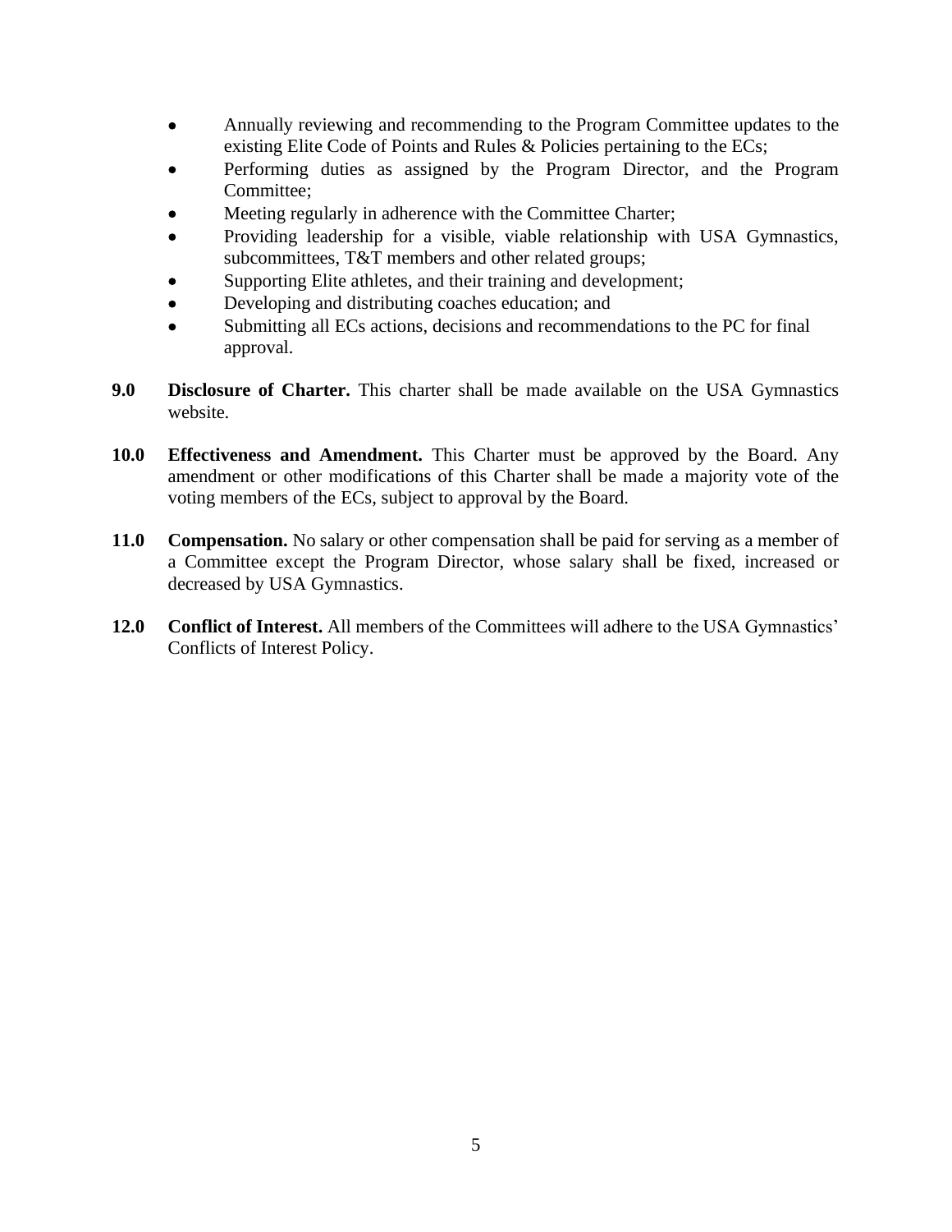- Annually reviewing and recommending to the Program Committee updates to the existing Elite Code of Points and Rules & Policies pertaining to the ECs;
- Performing duties as assigned by the Program Director, and the Program Committee;
- Meeting regularly in adherence with the Committee Charter;
- Providing leadership for a visible, viable relationship with USA Gymnastics, subcommittees, T&T members and other related groups;
- Supporting Elite athletes, and their training and development;
- Developing and distributing coaches education; and
- Submitting all ECs actions, decisions and recommendations to the PC for final approval.

**9.0 Disclosure of Charter.** This charter shall be made available on the USA Gymnastics website.

**10.0 Effectiveness and Amendment.** This Charter must be approved by the Board. Any amendment or other modifications of this Charter shall be made a majority vote of the voting members of the ECs, subject to approval by the Board.

**11.0 Compensation.** No salary or other compensation shall be paid for serving as a member of a Committee except the Program Director, whose salary shall be fixed, increased or decreased by USA Gymnastics.

**12.0 Conflict of Interest.** All members of the Committees will adhere to the USA Gymnastics' Conflicts of Interest Policy.